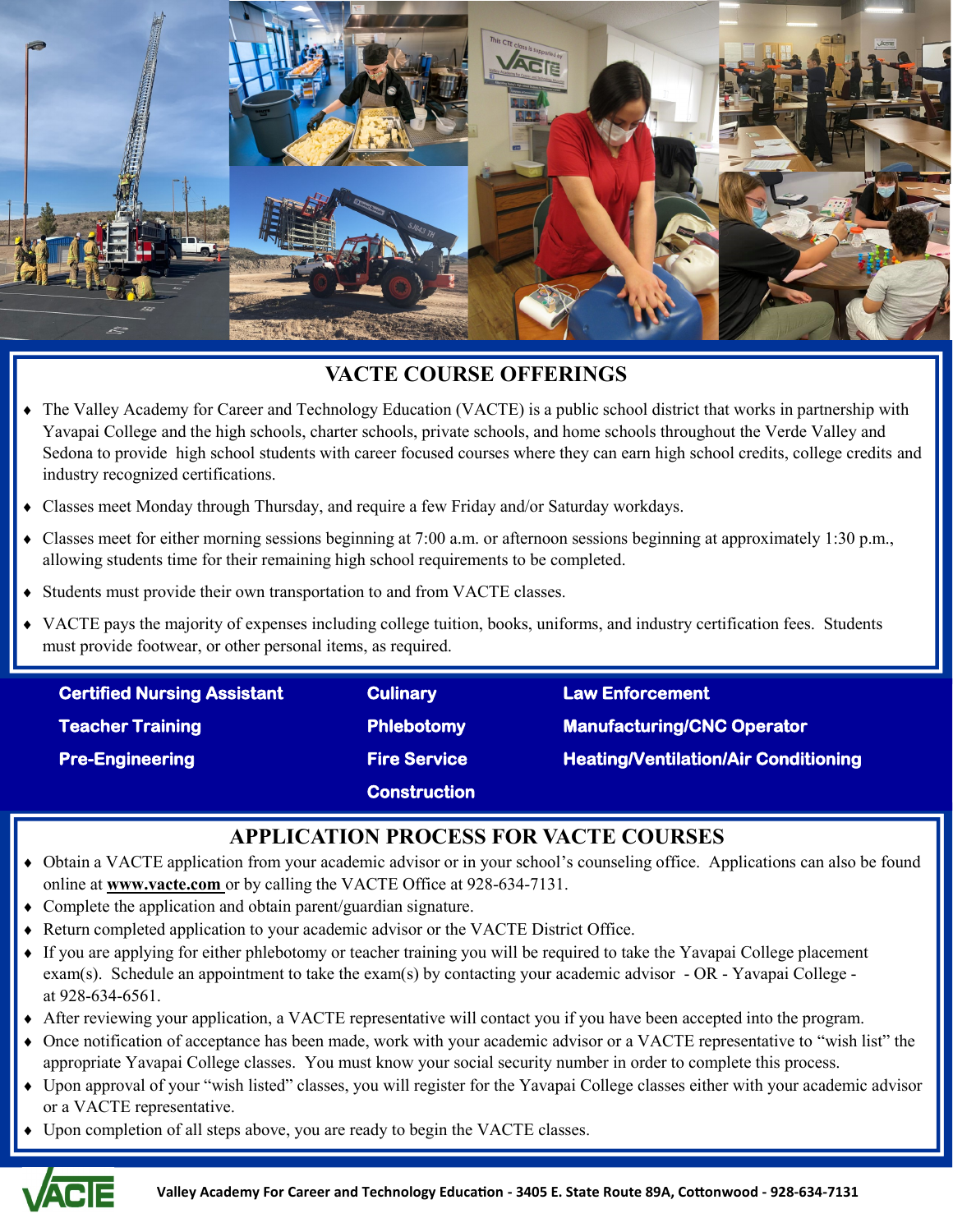## VACTE COURSE OFFERINGS

- The Valley Academy for Career and Technology Education (VACTE) is a public school district that works in partnership with Yavapai College and the high schools, charter schools, private schools, and home schools throughout the Verde Valley and Sedona to provide high school students with career focused courses where they can earn high school credits, college credits and industry recognized certifications.
- Classes meet Monday through Thursday, and require a few Friday and/or Saturday workdays.
- Classes meet for either morning sessions beginning at 7:00 a.m. or afternoon sessions beginning at approximately 1:30 p.m., allowing students time for their remaining high school requirements to be completed.
- Students must provide their own transportation to and from VACTE classes.
- VACTE pays the majority of expenses including college tuition, books, uniforms, and industry certification fees. Students must provide footwear, or other personal items, as required.

**Certified Nursing Assistant**
**Teacher Training**
**Pre-Engineering**
**Culinary**
**Phlebotomy**
**Fire Service**
**Construction**
**Law Enforcement**
**Manufacturing/CNC Operator**
**Heating/Ventilation/Air Conditioning**

## APPLICATION PROCESS FOR VACTE COURSES

- Obtain a VACTE application from your academic advisor or in your school's counseling office. Applications can also be found online at **www.vacte.com** or by calling the VACTE Office at 928-634-7131.
- Complete the application and obtain parent/guardian signature.
- Return completed application to your academic advisor or the VACTE District Office.
- If you are applying for either phlebotomy or teacher training you will be required to take the Yavapai College placement exam(s). Schedule an appointment to take the exam(s) by contacting your academic advisor - OR - Yavapai College - at 928-634-6561.
- After reviewing your application, a VACTE representative will contact you if you have been accepted into the program.
- Once notification of acceptance has been made, work with your academic advisor or a VACTE representative to "wish list" the appropriate Yavapai College classes. You must know your social security number in order to complete this process.
- Upon approval of your "wish listed" classes, you will register for the Yavapai College classes either with your academic advisor or a VACTE representative.
- Upon completion of all steps above, you are ready to begin the VACTE classes.

**Valley Academy For Career and Technology Education - 3405 E. State Route 89A, Cottonwood - 928-634-7131**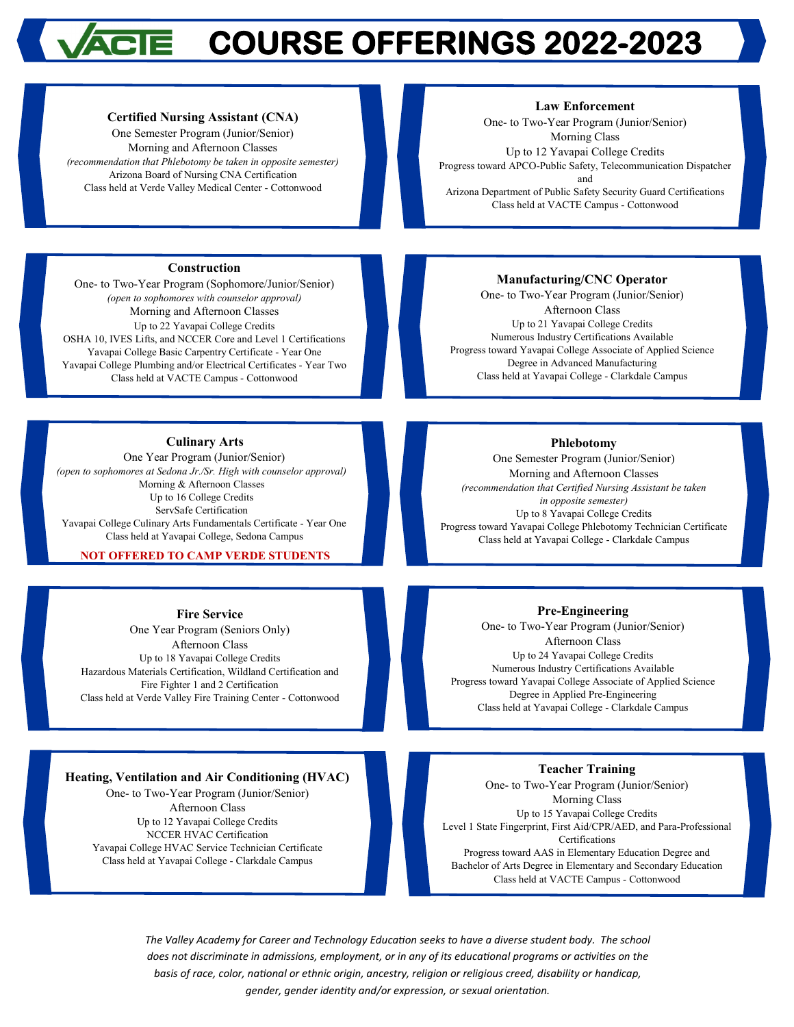# VACTE COURSE OFFERINGS 2022-2023

### Certified Nursing Assistant (CNA)

One Semester Program (Junior/Senior)
Morning and Afternoon Classes
*(recommendation that Phlebotomy be taken in opposite semester)*
Arizona Board of Nursing CNA Certification
Class held at Verde Valley Medical Center - Cottonwood

### Law Enforcement

One- to Two-Year Program (Junior/Senior)
Morning Class
Up to 12 Yavapai College Credits
Progress toward APCO-Public Safety, Telecommunication Dispatcher
and
Arizona Department of Public Safety Security Guard Certifications
Class held at VACTE Campus - Cottonwood

### Construction

One- to Two-Year Program (Sophomore/Junior/Senior)
*(open to sophomores with counselor approval)*
Morning and Afternoon Classes
Up to 22 Yavapai College Credits
OSHA 10, IVES Lifts, and NCCER Core and Level 1 Certifications
Yavapai College Basic Carpentry Certificate - Year One
Yavapai College Plumbing and/or Electrical Certificates - Year Two
Class held at VACTE Campus - Cottonwood

### Manufacturing/CNC Operator

One- to Two-Year Program (Junior/Senior)
Afternoon Class
Up to 21 Yavapai College Credits
Numerous Industry Certifications Available
Progress toward Yavapai College Associate of Applied Science
Degree in Advanced Manufacturing
Class held at Yavapai College - Clarkdale Campus

### Culinary Arts

One Year Program (Junior/Senior)
*(open to sophomores at Sedona Jr./Sr. High with counselor approval)*
Morning & Afternoon Classes
Up to 16 College Credits
ServSafe Certification
Yavapai College Culinary Arts Fundamentals Certificate - Year One
Class held at Yavapai College, Sedona Campus

**NOT OFFERED TO CAMP VERDE STUDENTS**

### Phlebotomy

One Semester Program (Junior/Senior)
Morning and Afternoon Classes
*(recommendation that Certified Nursing Assistant be taken in opposite semester)*
Up to 8 Yavapai College Credits
Progress toward Yavapai College Phlebotomy Technician Certificate
Class held at Yavapai College - Clarkdale Campus

### Fire Service

One Year Program (Seniors Only)
Afternoon Class
Up to 18 Yavapai College Credits
Hazardous Materials Certification, Wildland Certification and
Fire Fighter 1 and 2 Certification
Class held at Verde Valley Fire Training Center - Cottonwood

### Pre-Engineering

One- to Two-Year Program (Junior/Senior)
Afternoon Class
Up to 24 Yavapai College Credits
Numerous Industry Certifications Available
Progress toward Yavapai College Associate of Applied Science
Degree in Applied Pre-Engineering
Class held at Yavapai College - Clarkdale Campus

### Heating, Ventilation and Air Conditioning (HVAC)

One- to Two-Year Program (Junior/Senior)
Afternoon Class
Up to 12 Yavapai College Credits
NCCER HVAC Certification
Yavapai College HVAC Service Technician Certificate
Class held at Yavapai College - Clarkdale Campus

### Teacher Training

One- to Two-Year Program (Junior/Senior)
Morning Class
Up to 15 Yavapai College Credits
Level 1 State Fingerprint, First Aid/CPR/AED, and Para-Professional Certifications
Progress toward AAS in Elementary Education Degree and
Bachelor of Arts Degree in Elementary and Secondary Education
Class held at VACTE Campus - Cottonwood

*The Valley Academy for Career and Technology Education seeks to have a diverse student body. The school does not discriminate in admissions, employment, or in any of its educational programs or activities on the basis of race, color, national or ethnic origin, ancestry, religion or religious creed, disability or handicap, gender, gender identity and/or expression, or sexual orientation.*